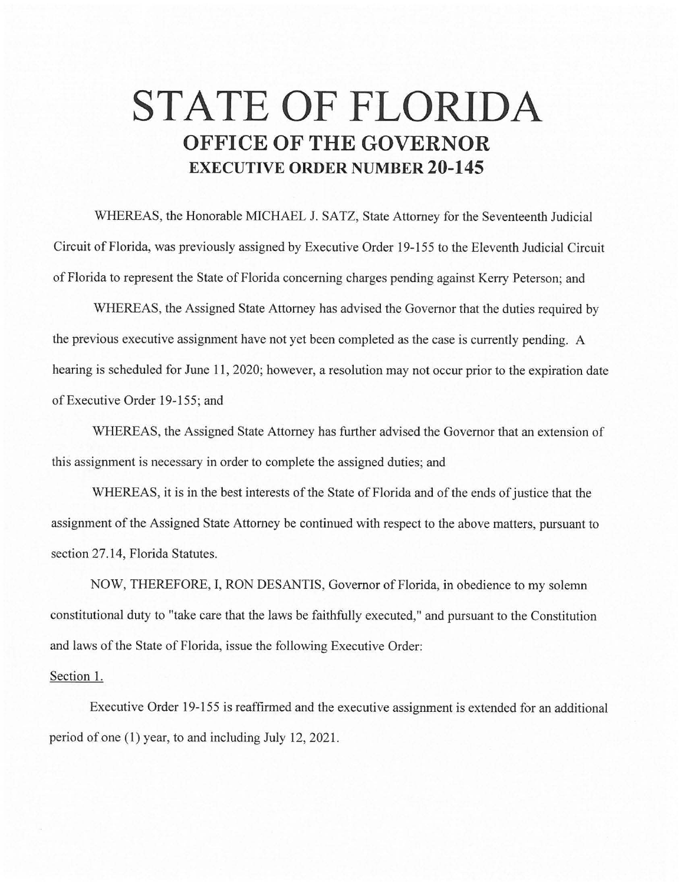# STATE OF FLORIDA
## OFFICE OF THE GOVERNOR
### EXECUTIVE ORDER NUMBER 20-145

WHEREAS, the Honorable MICHAEL J. SATZ, State Attorney for the Seventeenth Judicial Circuit of Florida, was previously assigned by Executive Order 19-155 to the Eleventh Judicial Circuit of Florida to represent the State of Florida concerning charges pending against Kerry Peterson; and

WHEREAS, the Assigned State Attorney has advised the Governor that the duties required by the previous executive assignment have not yet been completed as the case is currently pending. A hearing is scheduled for June 11, 2020; however, a resolution may not occur prior to the expiration date of Executive Order 19-155; and

WHEREAS, the Assigned State Attorney has further advised the Governor that an extension of this assignment is necessary in order to complete the assigned duties; and

WHEREAS, it is in the best interests of the State of Florida and of the ends of justice that the assignment of the Assigned State Attorney be continued with respect to the above matters, pursuant to section 27.14, Florida Statutes.

NOW, THEREFORE, I, RON DESANTIS, Governor of Florida, in obedience to my solemn constitutional duty to "take care that the laws be faithfully executed," and pursuant to the Constitution and laws of the State of Florida, issue the following Executive Order:

Section 1.

Executive Order 19-155 is reaffirmed and the executive assignment is extended for an additional period of one (1) year, to and including July 12, 2021.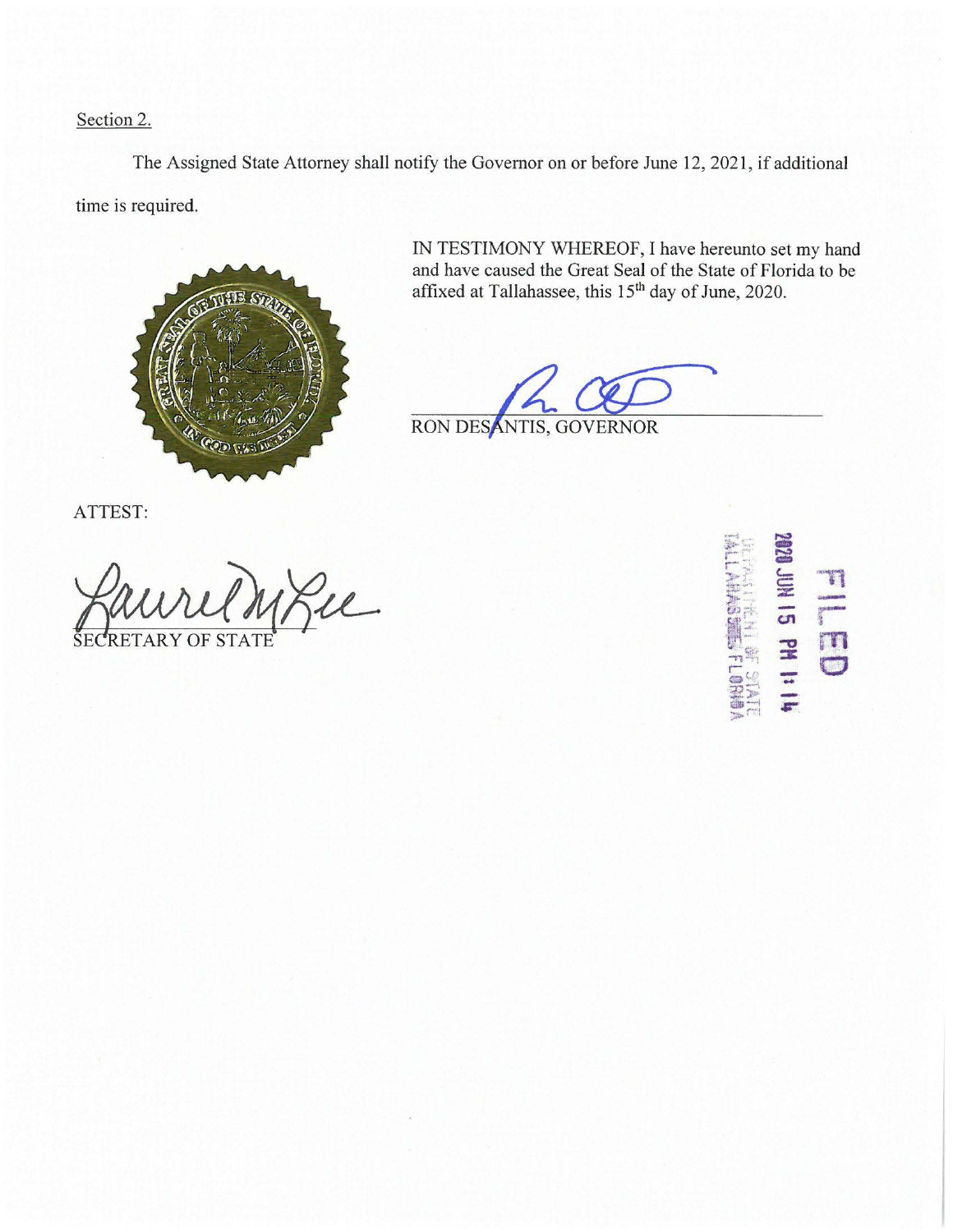Section 2.

The Assigned State Attorney shall notify the Governor on or before June 12, 2021, if additional time is required.

IN TESTIMONY WHEREOF, I have hereunto set my hand and have caused the Great Seal of the State of Florida to be affixed at Tallahassee, this 15th day of June, 2020.

RON DESANTIS, GOVERNOR

ATTEST:

SECRETARY OF STATE

FILED

2020 JUN 15 PM 1:14

DEPARTMENT OF STATE
TALLAHASSEE, FLORIDA